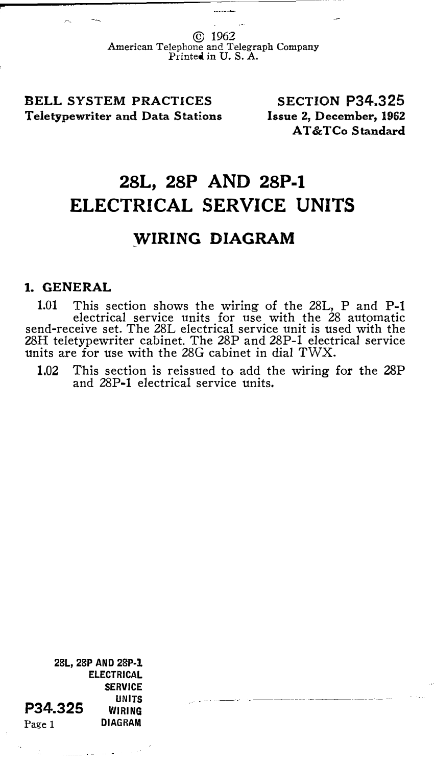© 1962
American Telephone and Telegraph Company
Printed in U. S. A.

**BELL SYSTEM PRACTICES**
**Teletypewriter and Data Stations**

**SECTION P34.325**
**Issue 2, December, 1962**
**AT&TCo Standard**

# 28L, 28P AND 28P-1 ELECTRICAL SERVICE UNITS

## WIRING DIAGRAM

### 1. GENERAL

1.01 This section shows the wiring of the 28L, P and P-1 electrical service units for use with the 28 automatic send-receive set. The 28L electrical service unit is used with the 28H teletypewriter cabinet. The 28P and 28P-1 electrical service units are for use with the 28G cabinet in dial TWX.

1.02 This section is reissued to add the wiring for the 28P and 28P-1 electrical service units.

28L, 28P AND 28P-1 ELECTRICAL SERVICE UNITS WIRING DIAGRAM

P34.325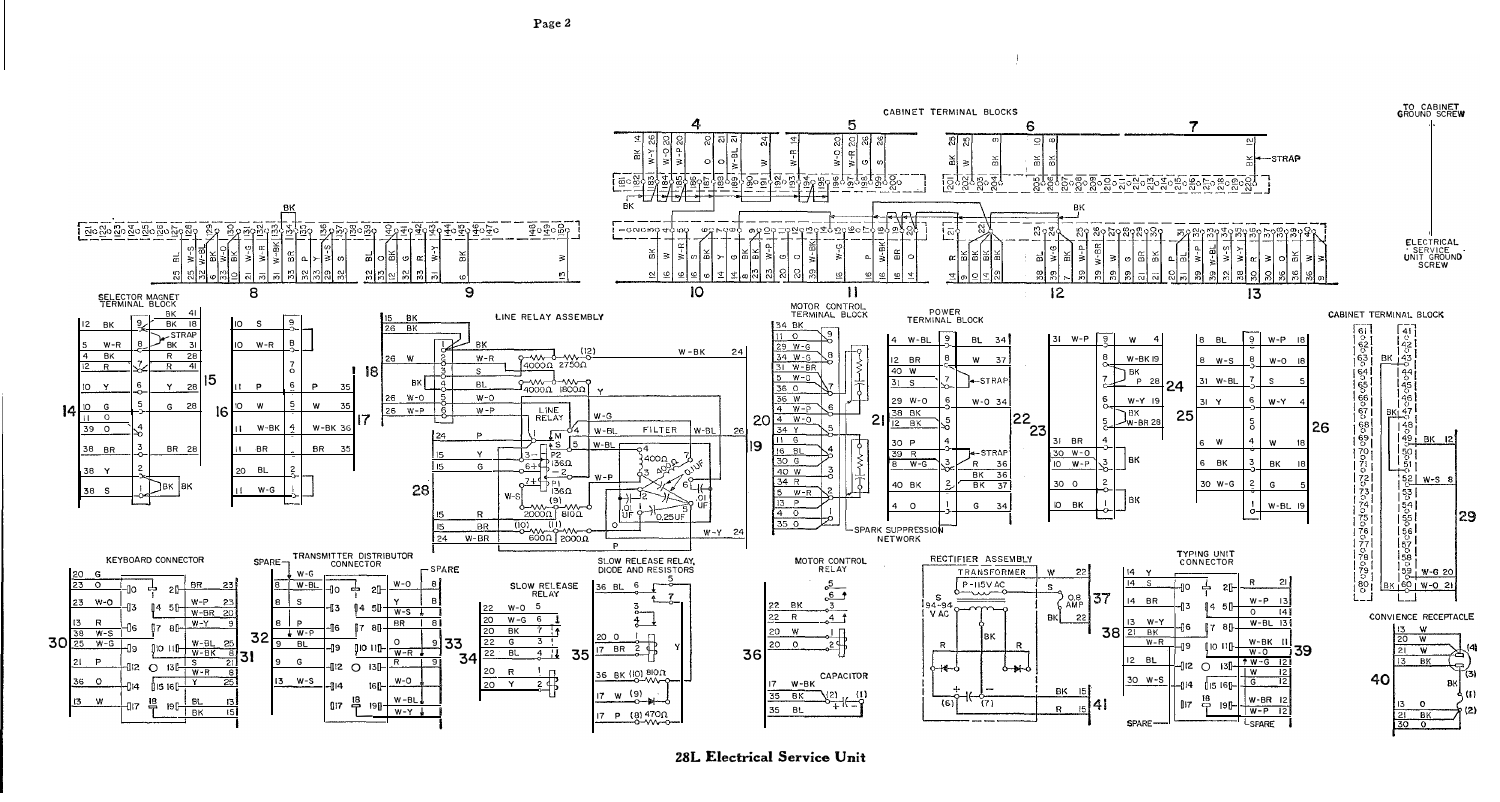CABINET TERMINAL BLOCKS

TO CABINET GROUND SCREW

ELECTRICAL SERVICE UNIT GROUND SCREW

SELECTOR MAGNET TERMINAL BLOCK

LINE RELAY ASSEMBLY

LINE RELAY

FILTER

MOTOR CONTROL TERMINAL BLOCK

SPARK SUPPRESSION NETWORK

POWER TERMINAL BLOCK

CABINET TERMINAL BLOCK

KEYBOARD CONNECTOR

TRANSMITTER DISTRIBUTOR CONNECTOR

SLOW RELEASE RELAY

SLOW RELEASE RELAY, DIODE AND RESISTORS

MOTOR CONTROL RELAY

CAPACITOR

RECTIFIER ASSEMBLY

TRANSFORMER

P-115V AC

S 94-94 V AC

0.8 AMP

TYPING UNIT CONNECTOR

CONVIENCE RECEPTACLE

SPARE

STRAP

**28L Electrical Service Unit**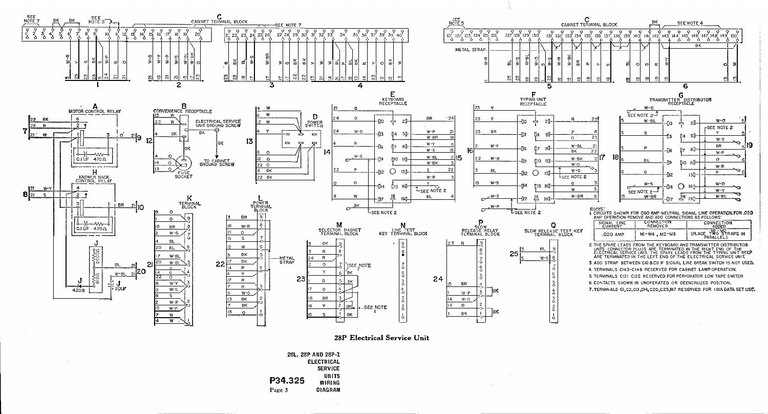NOTES:

1. CIRCUITS SHOWN FOR 060 AMP NEUTRAL SIGNAL LINE OPERATION. FOR .020 AMP OPERATION REMOVE AND ADD CONNECTIONS AS FOLLOWS:

| SIGNAL LINE CURRENT | CONNECTION REMOVED | CONNECTION ADDED |
|---|---|---|
| .020 AMP | M1-M4, M2-M3 | M1-M2 (PLACE TWO STRAPS IN PARALLEL) |

2. THE SPARE LEADS FROM THE KEYBOARD AND TRANSMITTER DISTRIBUTOR UNITS CONNECTOR PLUGS ARE TERMINATED IN THE RIGHT END OF THE ELECTRICAL SERVICE UNIT. THE SPARE LEADS FROM THE TYPING UNIT RECP ARE TERMINATED IN THE LEFT END OF THE ELECTRICAL SERVICE UNIT.
3. ADD STRAP BETWEEN C10 & C11 IF SIGNAL LINE BREAK SWITCH IS NOT USED.
4. TERMINALS C143-C148 RESERVED FOR CABINET LAMP OPERATION.
5. TERMINALS C121 C122 RESERVED FOR PERFORATOR LOW TAPE SWITCH
6. CONTACTS SHOWN IN UNOPERATED OR DEENERGIZED POSITION.
7. TERMINALS C1, C2, C13, C14, C20, C25, M7 RESERVED FOR 101A DATA SET USE.

**28P Electrical Service Unit**

28L, 28P AND 28P-1 ELECTRICAL SERVICE UNITS WIRING DIAGRAM

P34.325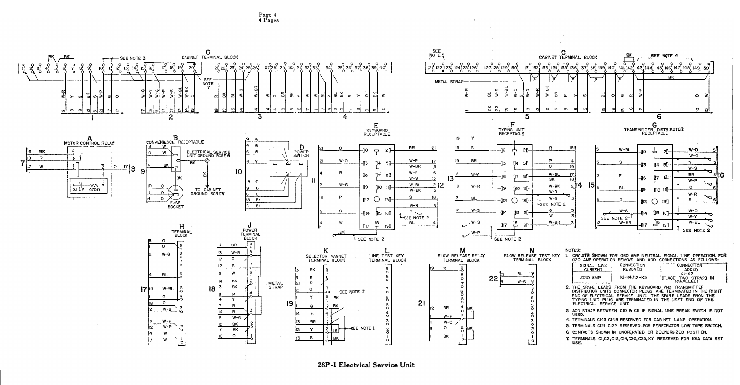# 28P-1 Electrical Service Unit

NOTES:

1. CIRCUITS SHOWN FOR .060 AMP NEUTRAL SIGNAL LINE OPERATION. FOR .020 AMP OPERATION REMOVE AND ADD CONNECTIONS AS FOLLOWS:

| SIGNAL LINE CURRENT | CONNECTION REMOVED | CONNECTION ADDED |
|---|---|---|
| .020 AMP | K1-K4, K2-K3 | K1-K2 (PLACE TWO STRAPS IN PARALLEL) |

2. THE SPARE LEADS FROM THE KEYBOARD AND TRANSMITTER DISTRIBUTOR UNITS CONNECTOR PLUGS ARE TERMINATED IN THE RIGHT END OF ELECTRICAL SERVICE UNIT. THE SPARE LEADS FROM THE TYPING UNIT PLUG ARE TERMINATED IN THE LEFT END OF THE ELECTRICAL SERVICE UNIT.
3. ADD STRAP BETWEEN C10 & C11 IF SIGNAL LINE BREAK SWITCH IS NOT USED.
4. TERMINALS C143 C148 RESERVED FOR CABINET LAMP OPERATION.
5. TERMINALS C121 C122 RESERVED FOR PERFORATOR LOW TAPE SWITCH.
6. CONTACTS SHOWN IN UNOPERATED OR DEENERGIZED POSITION.
7. TERMINALS C1,C2,C13,C14,C20,C25,K7 RESERVED FOR 101A DATA SET USE.